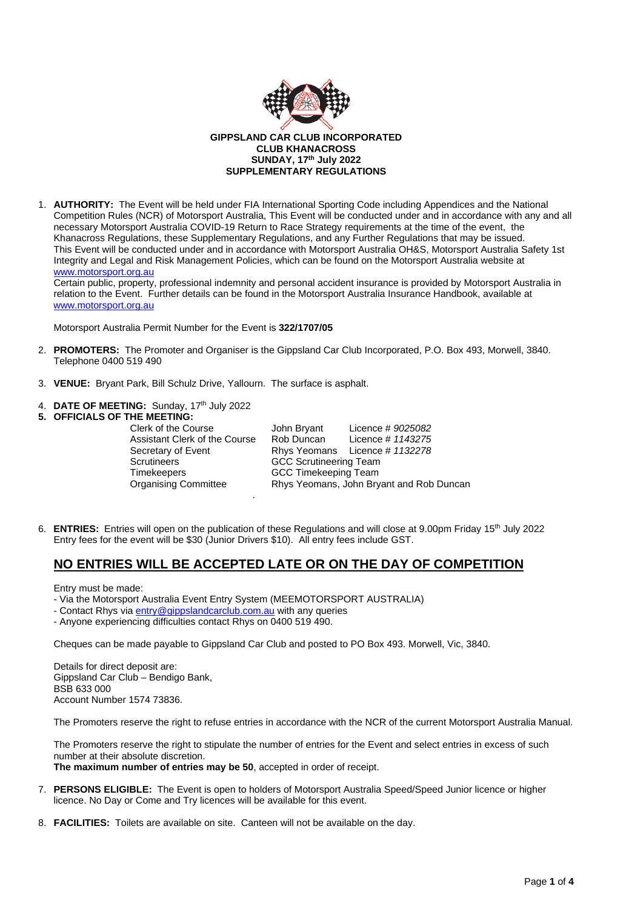**GIPPSLAND CAR CLUB INCORPORATED**
**CLUB KHANACROSS**
**SUNDAY, 17th July 2022**
**SUPPLEMENTARY REGULATIONS**

1. **AUTHORITY:** The Event will be held under FIA International Sporting Code including Appendices and the National Competition Rules (NCR) of Motorsport Australia, This Event will be conducted under and in accordance with any and all necessary Motorsport Australia COVID-19 Return to Race Strategy requirements at the time of the event, the Khanacross Regulations, these Supplementary Regulations, and any Further Regulations that may be issued.
   This Event will be conducted under and in accordance with Motorsport Australia OH&S, Motorsport Australia Safety 1st Integrity and Legal and Risk Management Policies, which can be found on the Motorsport Australia website at www.motorsport.org.au
   Certain public, property, professional indemnity and personal accident insurance is provided by Motorsport Australia in relation to the Event. Further details can be found in the Motorsport Australia Insurance Handbook, available at www.motorsport.org.au

   Motorsport Australia Permit Number for the Event is **322/1707/05**

2. **PROMOTERS:** The Promoter and Organiser is the Gippsland Car Club Incorporated, P.O. Box 493, Morwell, 3840. Telephone 0400 519 490

3. **VENUE:** Bryant Park, Bill Schulz Drive, Yallourn. The surface is asphalt.

4. **DATE OF MEETING:** Sunday, 17th July 2022

5. **OFFICIALS OF THE MEETING:**

| | | |
|---|---|---|
| Clerk of the Course | John Bryant | Licence # *9025082* |
| Assistant Clerk of the Course | Rob Duncan | Licence # *1143275* |
| Secretary of Event | Rhys Yeomans | Licence # *1132278* |
| Scrutineers | GCC Scrutineering Team | |
| Timekeepers | GCC Timekeeping Team | |
| Organising Committee | Rhys Yeomans, John Bryant and Rob Duncan | |

6. **ENTRIES:** Entries will open on the publication of these Regulations and will close at 9.00pm Friday 15th July 2022
   Entry fees for the event will be $30 (Junior Drivers $10). All entry fees include GST.

## NO ENTRIES WILL BE ACCEPTED LATE OR ON THE DAY OF COMPETITION

Entry must be made:
- Via the Motorsport Australia Event Entry System (MEEMOTORSPORT AUSTRALIA)
- Contact Rhys via entry@gippslandcarclub.com.au with any queries
- Anyone experiencing difficulties contact Rhys on 0400 519 490.

Cheques can be made payable to Gippsland Car Club and posted to PO Box 493. Morwell, Vic, 3840.

Details for direct deposit are:
Gippsland Car Club – Bendigo Bank,
BSB 633 000
Account Number 1574 73836.

The Promoters reserve the right to refuse entries in accordance with the NCR of the current Motorsport Australia Manual.

The Promoters reserve the right to stipulate the number of entries for the Event and select entries in excess of such number at their absolute discretion.
**The maximum number of entries may be 50**, accepted in order of receipt.

7. **PERSONS ELIGIBLE:** The Event is open to holders of Motorsport Australia Speed/Speed Junior licence or higher licence. No Day or Come and Try licences will be available for this event.

8. **FACILITIES:** Toilets are available on site. Canteen will not be available on the day.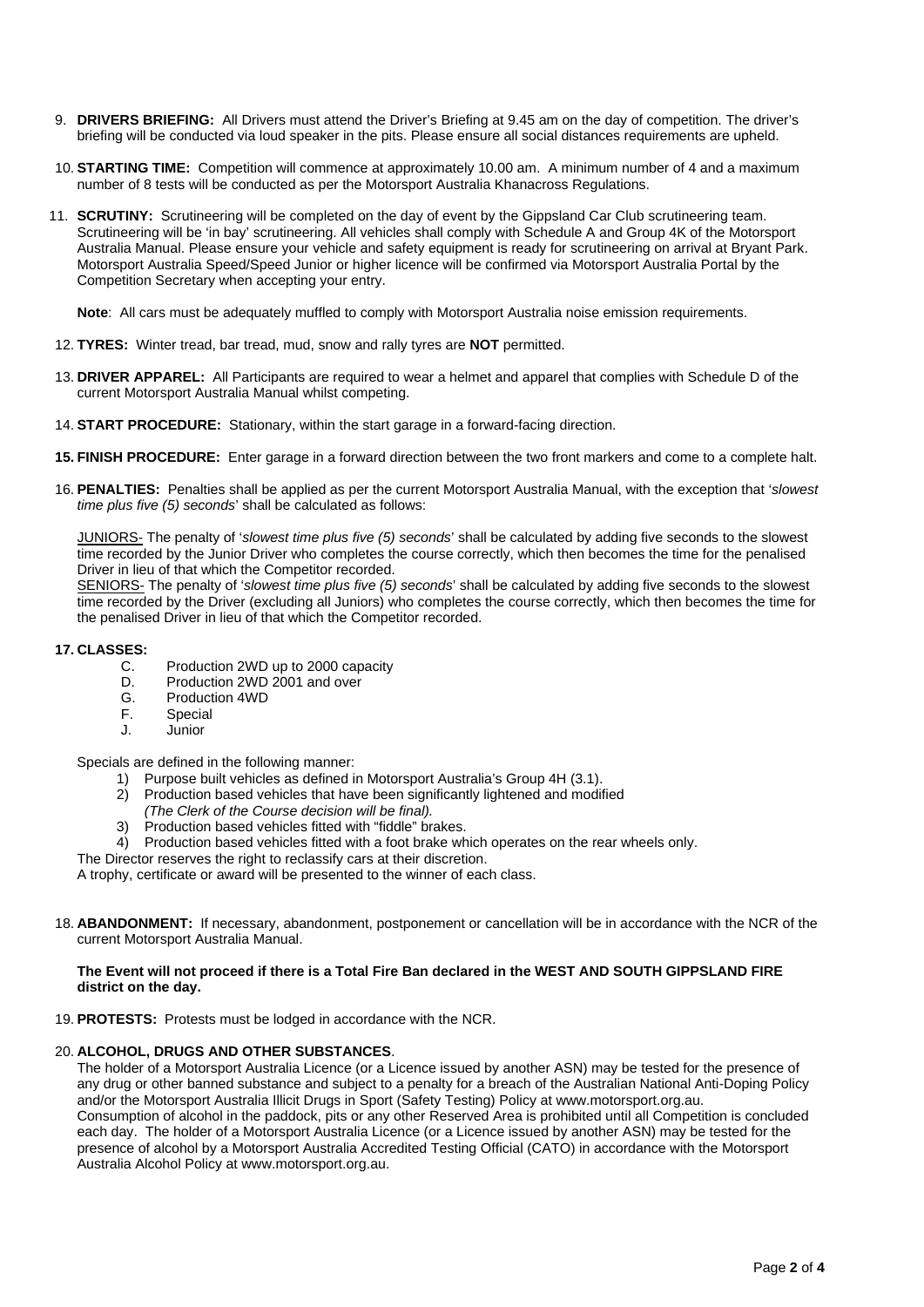9. **DRIVERS BRIEFING:** All Drivers must attend the Driver's Briefing at 9.45 am on the day of competition. The driver's briefing will be conducted via loud speaker in the pits. Please ensure all social distances requirements are upheld.

10. **STARTING TIME:** Competition will commence at approximately 10.00 am. A minimum number of 4 and a maximum number of 8 tests will be conducted as per the Motorsport Australia Khanacross Regulations.

11. **SCRUTINY:** Scrutineering will be completed on the day of event by the Gippsland Car Club scrutineering team. Scrutineering will be 'in bay' scrutineering. All vehicles shall comply with Schedule A and Group 4K of the Motorsport Australia Manual. Please ensure your vehicle and safety equipment is ready for scrutineering on arrival at Bryant Park. Motorsport Australia Speed/Speed Junior or higher licence will be confirmed via Motorsport Australia Portal by the Competition Secretary when accepting your entry.

    **Note**: All cars must be adequately muffled to comply with Motorsport Australia noise emission requirements.

12. **TYRES:** Winter tread, bar tread, mud, snow and rally tyres are **NOT** permitted.

13. **DRIVER APPAREL:** All Participants are required to wear a helmet and apparel that complies with Schedule D of the current Motorsport Australia Manual whilst competing.

14. **START PROCEDURE:** Stationary, within the start garage in a forward-facing direction.

15. **FINISH PROCEDURE:** Enter garage in a forward direction between the two front markers and come to a complete halt.

16. **PENALTIES:** Penalties shall be applied as per the current Motorsport Australia Manual, with the exception that '*slowest time plus five (5) seconds*' shall be calculated as follows:

    JUNIORS- The penalty of '*slowest time plus five (5) seconds*' shall be calculated by adding five seconds to the slowest time recorded by the Junior Driver who completes the course correctly, which then becomes the time for the penalised Driver in lieu of that which the Competitor recorded.
    SENIORS- The penalty of '*slowest time plus five (5) seconds*' shall be calculated by adding five seconds to the slowest time recorded by the Driver (excluding all Juniors) who completes the course correctly, which then becomes the time for the penalised Driver in lieu of that which the Competitor recorded.

17. **CLASSES:**
    - C. Production 2WD up to 2000 capacity
    - D. Production 2WD 2001 and over
    - G. Production 4WD
    - F. Special
    - J. Junior

    Specials are defined in the following manner:
    1) Purpose built vehicles as defined in Motorsport Australia's Group 4H (3.1).
    2) Production based vehicles that have been significantly lightened and modified *(The Clerk of the Course decision will be final).*
    3) Production based vehicles fitted with "fiddle" brakes.
    4) Production based vehicles fitted with a foot brake which operates on the rear wheels only.

    The Director reserves the right to reclassify cars at their discretion.
    A trophy, certificate or award will be presented to the winner of each class.

18. **ABANDONMENT:** If necessary, abandonment, postponement or cancellation will be in accordance with the NCR of the current Motorsport Australia Manual.

    **The Event will not proceed if there is a Total Fire Ban declared in the WEST AND SOUTH GIPPSLAND FIRE district on the day.**

19. **PROTESTS:** Protests must be lodged in accordance with the NCR.

20. **ALCOHOL, DRUGS AND OTHER SUBSTANCES**.
    The holder of a Motorsport Australia Licence (or a Licence issued by another ASN) may be tested for the presence of any drug or other banned substance and subject to a penalty for a breach of the Australian National Anti-Doping Policy and/or the Motorsport Australia Illicit Drugs in Sport (Safety Testing) Policy at www.motorsport.org.au.
    Consumption of alcohol in the paddock, pits or any other Reserved Area is prohibited until all Competition is concluded each day. The holder of a Motorsport Australia Licence (or a Licence issued by another ASN) may be tested for the presence of alcohol by a Motorsport Australia Accredited Testing Official (CATO) in accordance with the Motorsport Australia Alcohol Policy at www.motorsport.org.au.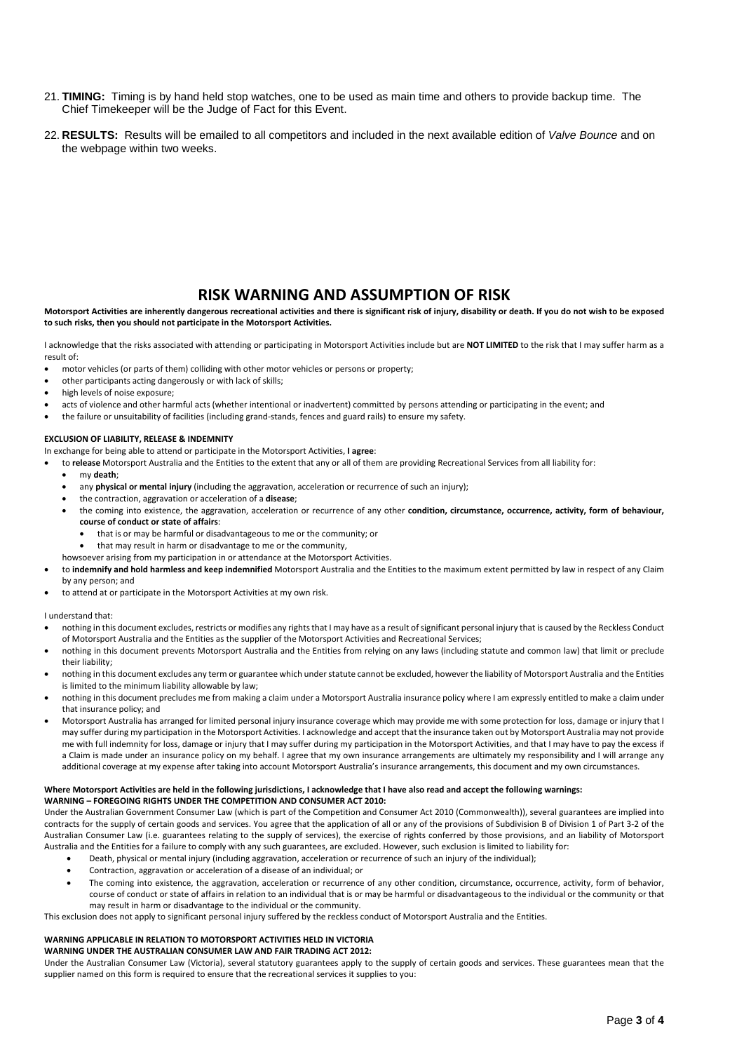21. **TIMING:** Timing is by hand held stop watches, one to be used as main time and others to provide backup time. The Chief Timekeeper will be the Judge of Fact for this Event.

22. **RESULTS:** Results will be emailed to all competitors and included in the next available edition of *Valve Bounce* and on the webpage within two weeks.

# RISK WARNING AND ASSUMPTION OF RISK

**Motorsport Activities are inherently dangerous recreational activities and there is significant risk of injury, disability or death. If you do not wish to be exposed to such risks, then you should not participate in the Motorsport Activities.**

I acknowledge that the risks associated with attending or participating in Motorsport Activities include but are **NOT LIMITED** to the risk that I may suffer harm as a result of:

- motor vehicles (or parts of them) colliding with other motor vehicles or persons or property;
- other participants acting dangerously or with lack of skills;
- high levels of noise exposure;
- acts of violence and other harmful acts (whether intentional or inadvertent) committed by persons attending or participating in the event; and
- the failure or unsuitability of facilities (including grand-stands, fences and guard rails) to ensure my safety.

**EXCLUSION OF LIABILITY, RELEASE & INDEMNITY**

In exchange for being able to attend or participate in the Motorsport Activities, **I agree**:

- to **release** Motorsport Australia and the Entities to the extent that any or all of them are providing Recreational Services from all liability for:
  - my **death**;
  - any **physical or mental injury** (including the aggravation, acceleration or recurrence of such an injury);
  - the contraction, aggravation or acceleration of a **disease**;
  - the coming into existence, the aggravation, acceleration or recurrence of any other **condition, circumstance, occurrence, activity, form of behaviour, course of conduct or state of affairs**:
    - that is or may be harmful or disadvantageous to me or the community; or
    - that may result in harm or disadvantage to me or the community,

  howsoever arising from my participation in or attendance at the Motorsport Activities.
- to **indemnify and hold harmless and keep indemnified** Motorsport Australia and the Entities to the maximum extent permitted by law in respect of any Claim by any person; and
- to attend at or participate in the Motorsport Activities at my own risk.

I understand that:

- nothing in this document excludes, restricts or modifies any rights that I may have as a result of significant personal injury that is caused by the Reckless Conduct of Motorsport Australia and the Entities as the supplier of the Motorsport Activities and Recreational Services;
- nothing in this document prevents Motorsport Australia and the Entities from relying on any laws (including statute and common law) that limit or preclude their liability;
- nothing in this document excludes any term or guarantee which under statute cannot be excluded, however the liability of Motorsport Australia and the Entities is limited to the minimum liability allowable by law;
- nothing in this document precludes me from making a claim under a Motorsport Australia insurance policy where I am expressly entitled to make a claim under that insurance policy; and
- Motorsport Australia has arranged for limited personal injury insurance coverage which may provide me with some protection for loss, damage or injury that I may suffer during my participation in the Motorsport Activities. I acknowledge and accept that the insurance taken out by Motorsport Australia may not provide me with full indemnity for loss, damage or injury that I may suffer during my participation in the Motorsport Activities, and that I may have to pay the excess if a Claim is made under an insurance policy on my behalf. I agree that my own insurance arrangements are ultimately my responsibility and I will arrange any additional coverage at my expense after taking into account Motorsport Australia's insurance arrangements, this document and my own circumstances.

**Where Motorsport Activities are held in the following jurisdictions, I acknowledge that I have also read and accept the following warnings:**

**WARNING – FOREGOING RIGHTS UNDER THE COMPETITION AND CONSUMER ACT 2010:**

Under the Australian Government Consumer Law (which is part of the Competition and Consumer Act 2010 (Commonwealth)), several guarantees are implied into contracts for the supply of certain goods and services. You agree that the application of all or any of the provisions of Subdivision B of Division 1 of Part 3-2 of the Australian Consumer Law (i.e. guarantees relating to the supply of services), the exercise of rights conferred by those provisions, and an liability of Motorsport Australia and the Entities for a failure to comply with any such guarantees, are excluded. However, such exclusion is limited to liability for:

- Death, physical or mental injury (including aggravation, acceleration or recurrence of such an injury of the individual);
- Contraction, aggravation or acceleration of a disease of an individual; or
- The coming into existence, the aggravation, acceleration or recurrence of any other condition, circumstance, occurrence, activity, form of behavior, course of conduct or state of affairs in relation to an individual that is or may be harmful or disadvantageous to the individual or the community or that may result in harm or disadvantage to the individual or the community.

This exclusion does not apply to significant personal injury suffered by the reckless conduct of Motorsport Australia and the Entities.

**WARNING APPLICABLE IN RELATION TO MOTORSPORT ACTIVITIES HELD IN VICTORIA**

**WARNING UNDER THE AUSTRALIAN CONSUMER LAW AND FAIR TRADING ACT 2012:**

Under the Australian Consumer Law (Victoria), several statutory guarantees apply to the supply of certain goods and services. These guarantees mean that the supplier named on this form is required to ensure that the recreational services it supplies to you: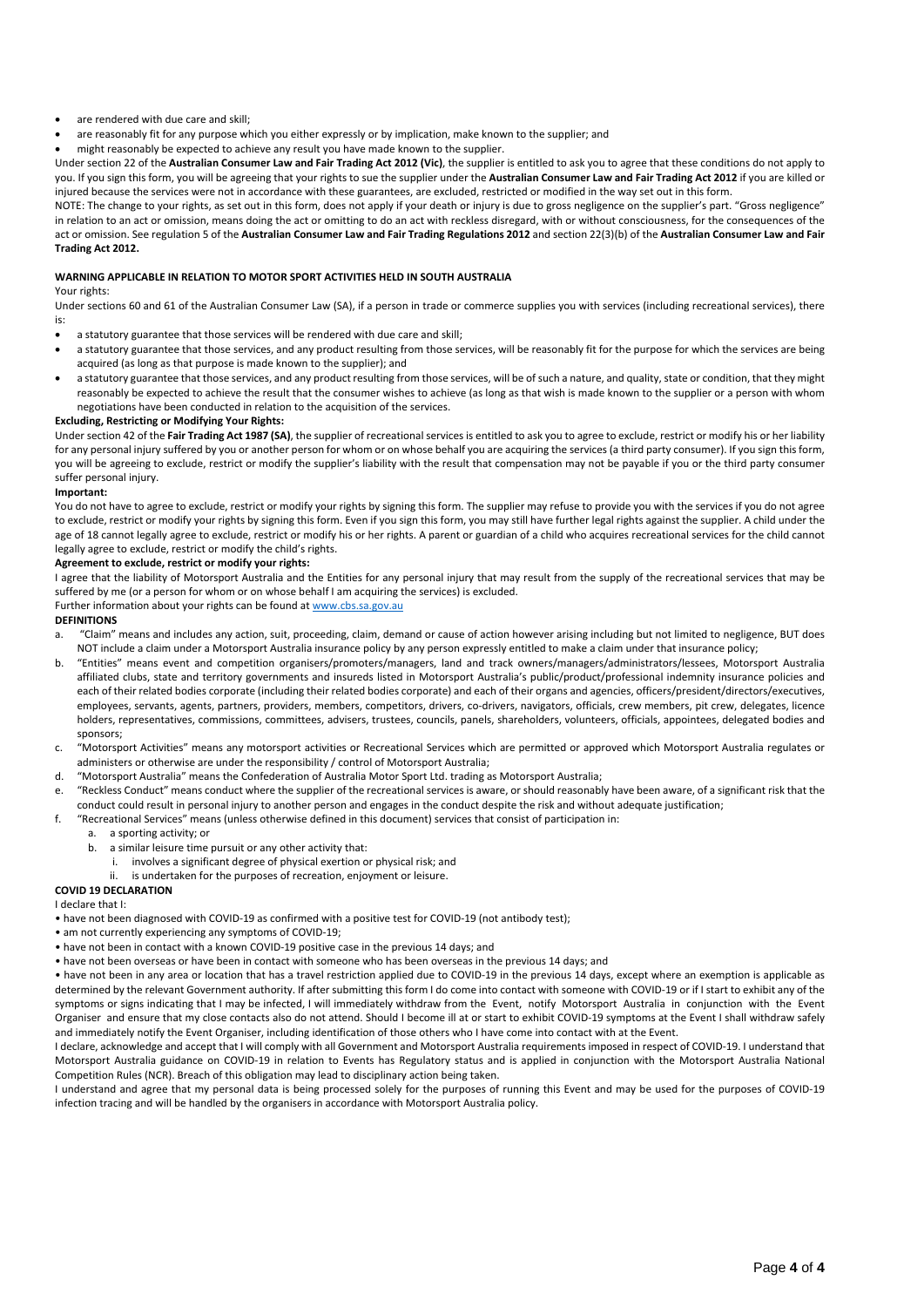- are rendered with due care and skill;
- are reasonably fit for any purpose which you either expressly or by implication, make known to the supplier; and
- might reasonably be expected to achieve any result you have made known to the supplier.

Under section 22 of the **Australian Consumer Law and Fair Trading Act 2012 (Vic)**, the supplier is entitled to ask you to agree that these conditions do not apply to you. If you sign this form, you will be agreeing that your rights to sue the supplier under the **Australian Consumer Law and Fair Trading Act 2012** if you are killed or injured because the services were not in accordance with these guarantees, are excluded, restricted or modified in the way set out in this form.

NOTE: The change to your rights, as set out in this form, does not apply if your death or injury is due to gross negligence on the supplier's part. "Gross negligence" in relation to an act or omission, means doing the act or omitting to do an act with reckless disregard, with or without consciousness, for the consequences of the act or omission. See regulation 5 of the **Australian Consumer Law and Fair Trading Regulations 2012** and section 22(3)(b) of the **Australian Consumer Law and Fair Trading Act 2012.**

**WARNING APPLICABLE IN RELATION TO MOTOR SPORT ACTIVITIES HELD IN SOUTH AUSTRALIA**

Your rights:

Under sections 60 and 61 of the Australian Consumer Law (SA), if a person in trade or commerce supplies you with services (including recreational services), there is:

- a statutory guarantee that those services will be rendered with due care and skill;
- a statutory guarantee that those services, and any product resulting from those services, will be reasonably fit for the purpose for which the services are being acquired (as long as that purpose is made known to the supplier); and
- a statutory guarantee that those services, and any product resulting from those services, will be of such a nature, and quality, state or condition, that they might reasonably be expected to achieve the result that the consumer wishes to achieve (as long as that wish is made known to the supplier or a person with whom negotiations have been conducted in relation to the acquisition of the services.

**Excluding, Restricting or Modifying Your Rights:**

Under section 42 of the **Fair Trading Act 1987 (SA)**, the supplier of recreational services is entitled to ask you to agree to exclude, restrict or modify his or her liability for any personal injury suffered by you or another person for whom or on whose behalf you are acquiring the services (a third party consumer). If you sign this form, you will be agreeing to exclude, restrict or modify the supplier's liability with the result that compensation may not be payable if you or the third party consumer suffer personal injury.

**Important:**

You do not have to agree to exclude, restrict or modify your rights by signing this form. The supplier may refuse to provide you with the services if you do not agree to exclude, restrict or modify your rights by signing this form. Even if you sign this form, you may still have further legal rights against the supplier. A child under the age of 18 cannot legally agree to exclude, restrict or modify his or her rights. A parent or guardian of a child who acquires recreational services for the child cannot legally agree to exclude, restrict or modify the child's rights.

**Agreement to exclude, restrict or modify your rights:**

I agree that the liability of Motorsport Australia and the Entities for any personal injury that may result from the supply of the recreational services that may be suffered by me (or a person for whom or on whose behalf I am acquiring the services) is excluded.

Further information about your rights can be found at www.cbs.sa.gov.au

**DEFINITIONS**

a. "Claim" means and includes any action, suit, proceeding, claim, demand or cause of action however arising including but not limited to negligence, BUT does NOT include a claim under a Motorsport Australia insurance policy by any person expressly entitled to make a claim under that insurance policy;
b. "Entities" means event and competition organisers/promoters/managers, land and track owners/managers/administrators/lessees, Motorsport Australia affiliated clubs, state and territory governments and insureds listed in Motorsport Australia's public/product/professional indemnity insurance policies and each of their related bodies corporate (including their related bodies corporate) and each of their organs and agencies, officers/president/directors/executives, employees, servants, agents, partners, providers, members, competitors, drivers, co-drivers, navigators, officials, crew members, pit crew, delegates, licence holders, representatives, commissions, committees, advisers, trustees, councils, panels, shareholders, volunteers, officials, appointees, delegated bodies and sponsors;
c. "Motorsport Activities" means any motorsport activities or Recreational Services which are permitted or approved which Motorsport Australia regulates or administers or otherwise are under the responsibility / control of Motorsport Australia;
d. "Motorsport Australia" means the Confederation of Australia Motor Sport Ltd. trading as Motorsport Australia;
e. "Reckless Conduct" means conduct where the supplier of the recreational services is aware, or should reasonably have been aware, of a significant risk that the conduct could result in personal injury to another person and engages in the conduct despite the risk and without adequate justification;
f. "Recreational Services" means (unless otherwise defined in this document) services that consist of participation in:
   a. a sporting activity; or
   b. a similar leisure time pursuit or any other activity that:
      i. involves a significant degree of physical exertion or physical risk; and
      ii. is undertaken for the purposes of recreation, enjoyment or leisure.

**COVID 19 DECLARATION**

I declare that I:

- have not been diagnosed with COVID-19 as confirmed with a positive test for COVID-19 (not antibody test);
- am not currently experiencing any symptoms of COVID-19;
- have not been in contact with a known COVID-19 positive case in the previous 14 days; and
- have not been overseas or have been in contact with someone who has been overseas in the previous 14 days; and
- have not been in any area or location that has a travel restriction applied due to COVID-19 in the previous 14 days, except where an exemption is applicable as determined by the relevant Government authority. If after submitting this form I do come into contact with someone with COVID-19 or if I start to exhibit any of the symptoms or signs indicating that I may be infected, I will immediately withdraw from the Event, notify Motorsport Australia in conjunction with the Event Organiser and ensure that my close contacts also do not attend. Should I become ill at or start to exhibit COVID-19 symptoms at the Event I shall withdraw safely and immediately notify the Event Organiser, including identification of those others who I have come into contact with at the Event.

I declare, acknowledge and accept that I will comply with all Government and Motorsport Australia requirements imposed in respect of COVID-19. I understand that Motorsport Australia guidance on COVID-19 in relation to Events has Regulatory status and is applied in conjunction with the Motorsport Australia National Competition Rules (NCR). Breach of this obligation may lead to disciplinary action being taken.

I understand and agree that my personal data is being processed solely for the purposes of running this Event and may be used for the purposes of COVID-19 infection tracing and will be handled by the organisers in accordance with Motorsport Australia policy.